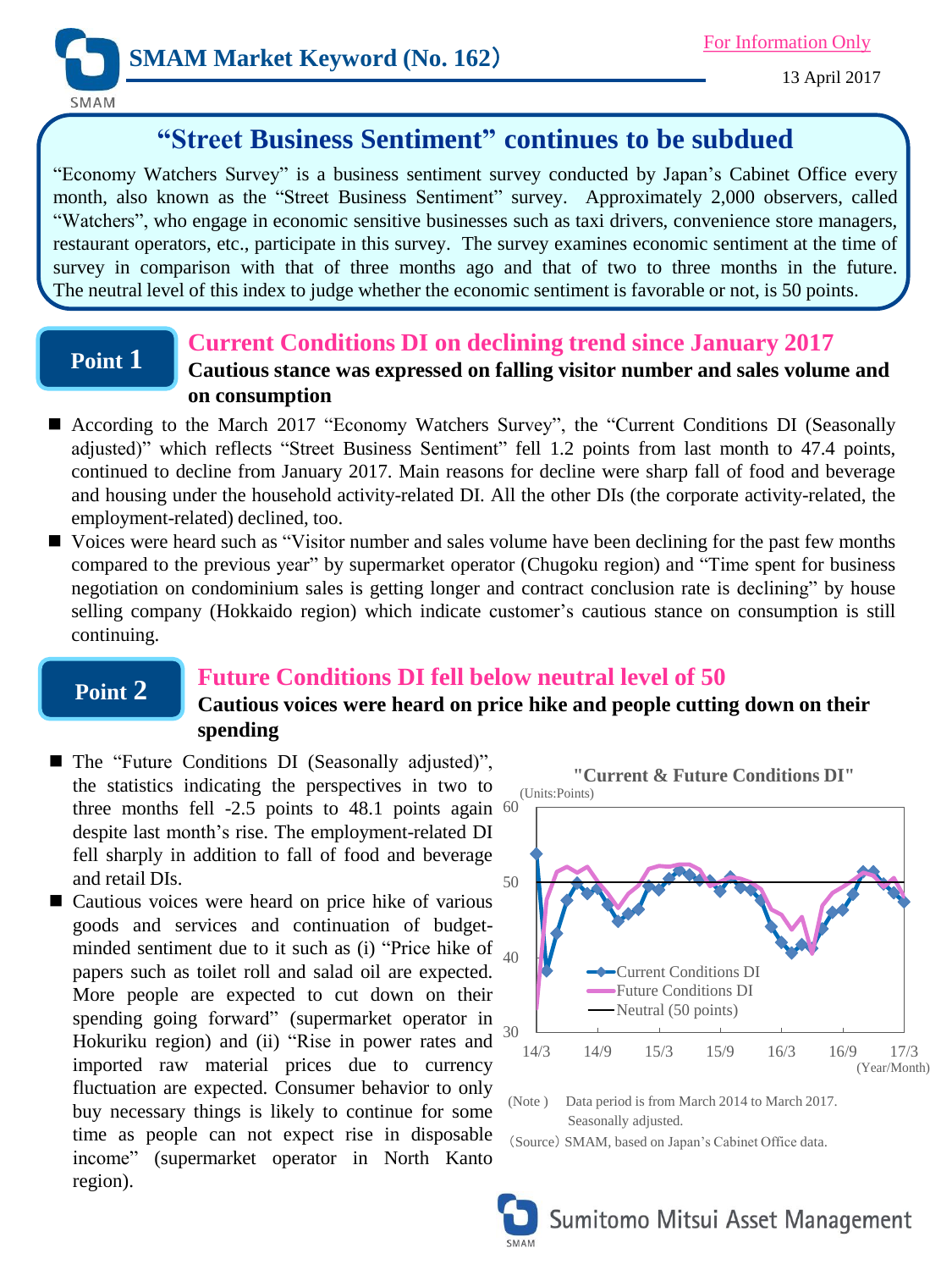SMAM Market Keyword (No. 162)

For Information Only

13 April 2017

# "Street Business Sentiment" continues to be subdued

"Economy Watchers Survey" is a business sentiment survey conducted by Japan's Cabinet Office every month, also known as the "Street Business Sentiment" survey. Approximately 2,000 observers, called "Watchers", who engage in economic sensitive businesses such as taxi drivers, convenience store managers, restaurant operators, etc., participate in this survey. The survey examines economic sentiment at the time of survey in comparison with that of three months ago and that of two to three months in the future. The neutral level of this index to judge whether the economic sentiment is favorable or not, is 50 points.

## Point 1

### Current Conditions DI on declining trend since January 2017

**Cautious stance was expressed on falling visitor number and sales volume and on consumption**

- According to the March 2017 "Economy Watchers Survey", the "Current Conditions DI (Seasonally adjusted)" which reflects "Street Business Sentiment" fell 1.2 points from last month to 47.4 points, continued to decline from January 2017. Main reasons for decline were sharp fall of food and beverage and housing under the household activity-related DI. All the other DIs (the corporate activity-related, the employment-related) declined, too.
- Voices were heard such as "Visitor number and sales volume have been declining for the past few months compared to the previous year" by supermarket operator (Chugoku region) and "Time spent for business negotiation on condominium sales is getting longer and contract conclusion rate is declining" by house selling company (Hokkaido region) which indicate customer's cautious stance on consumption is still continuing.

## Point 2

### Future Conditions DI fell below neutral level of 50

**Cautious voices were heard on price hike and people cutting down on their spending**

- The "Future Conditions DI (Seasonally adjusted)", the statistics indicating the perspectives in two to three months fell -2.5 points to 48.1 points again despite last month's rise. The employment-related DI fell sharply in addition to fall of food and beverage and retail DIs.
- Cautious voices were heard on price hike of various goods and services and continuation of budget-minded sentiment due to it such as (i) "Price hike of papers such as toilet roll and salad oil are expected. More people are expected to cut down on their spending going forward" (supermarket operator in Hokuriku region) and (ii) "Rise in power rates and imported raw material prices due to currency fluctuation are expected. Consumer behavior to only buy necessary things is likely to continue for some time as people can not expect rise in disposable income" (supermarket operator in North Kanto region).

"Current & Future Conditions DI"

(Units:Points)

Legend: Current Conditions DI; Future Conditions DI; Neutral (50 points)

Y-axis: 30–60; X-axis: 14/3, 14/9, 15/3, 15/9, 16/3, 16/9, 17/3 (Year/Month)

(Note) Data period is from March 2014 to March 2017. Seasonally adjusted.

(Source) SMAM, based on Japan's Cabinet Office data.

Sumitomo Mitsui Asset Management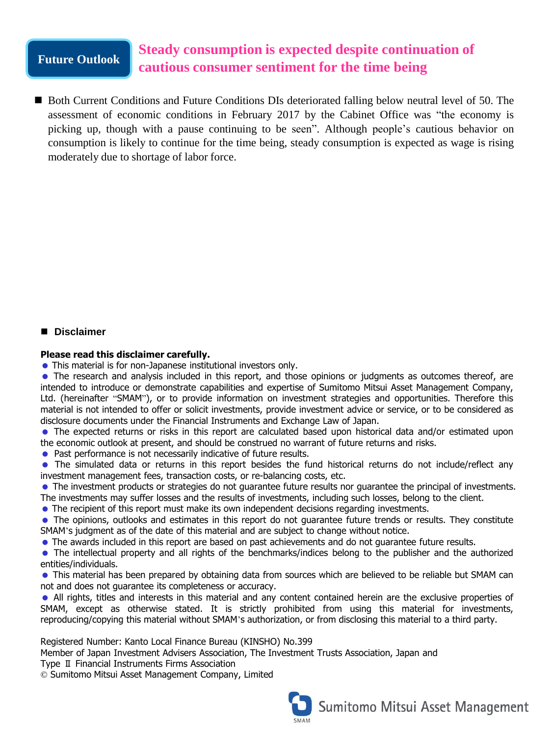## Future Outlook

## Steady consumption is expected despite continuation of cautious consumer sentiment for the time being

- Both Current Conditions and Future Conditions DIs deteriorated falling below neutral level of 50. The assessment of economic conditions in February 2017 by the Cabinet Office was "the economy is picking up, though with a pause continuing to be seen". Although people's cautious behavior on consumption is likely to continue for the time being, steady consumption is expected as wage is rising moderately due to shortage of labor force.

### Disclaimer

**Please read this disclaimer carefully.**

- This material is for non-Japanese institutional investors only.
- The research and analysis included in this report, and those opinions or judgments as outcomes thereof, are intended to introduce or demonstrate capabilities and expertise of Sumitomo Mitsui Asset Management Company, Ltd. (hereinafter "SMAM"), or to provide information on investment strategies and opportunities. Therefore this material is not intended to offer or solicit investments, provide investment advice or service, or to be considered as disclosure documents under the Financial Instruments and Exchange Law of Japan.
- The expected returns or risks in this report are calculated based upon historical data and/or estimated upon the economic outlook at present, and should be construed no warrant of future returns and risks.
- Past performance is not necessarily indicative of future results.
- The simulated data or returns in this report besides the fund historical returns do not include/reflect any investment management fees, transaction costs, or re-balancing costs, etc.
- The investment products or strategies do not guarantee future results nor guarantee the principal of investments. The investments may suffer losses and the results of investments, including such losses, belong to the client.
- The recipient of this report must make its own independent decisions regarding investments.
- The opinions, outlooks and estimates in this report do not guarantee future trends or results. They constitute SMAM's judgment as of the date of this material and are subject to change without notice.
- The awards included in this report are based on past achievements and do not guarantee future results.
- The intellectual property and all rights of the benchmarks/indices belong to the publisher and the authorized entities/individuals.
- This material has been prepared by obtaining data from sources which are believed to be reliable but SMAM can not and does not guarantee its completeness or accuracy.
- All rights, titles and interests in this material and any content contained herein are the exclusive properties of SMAM, except as otherwise stated. It is strictly prohibited from using this material for investments, reproducing/copying this material without SMAM's authorization, or from disclosing this material to a third party.

Registered Number: Kanto Local Finance Bureau (KINSHO) No.399
Member of Japan Investment Advisers Association, The Investment Trusts Association, Japan and Type Ⅱ Financial Instruments Firms Association
© Sumitomo Mitsui Asset Management Company, Limited

SMAM Sumitomo Mitsui Asset Management